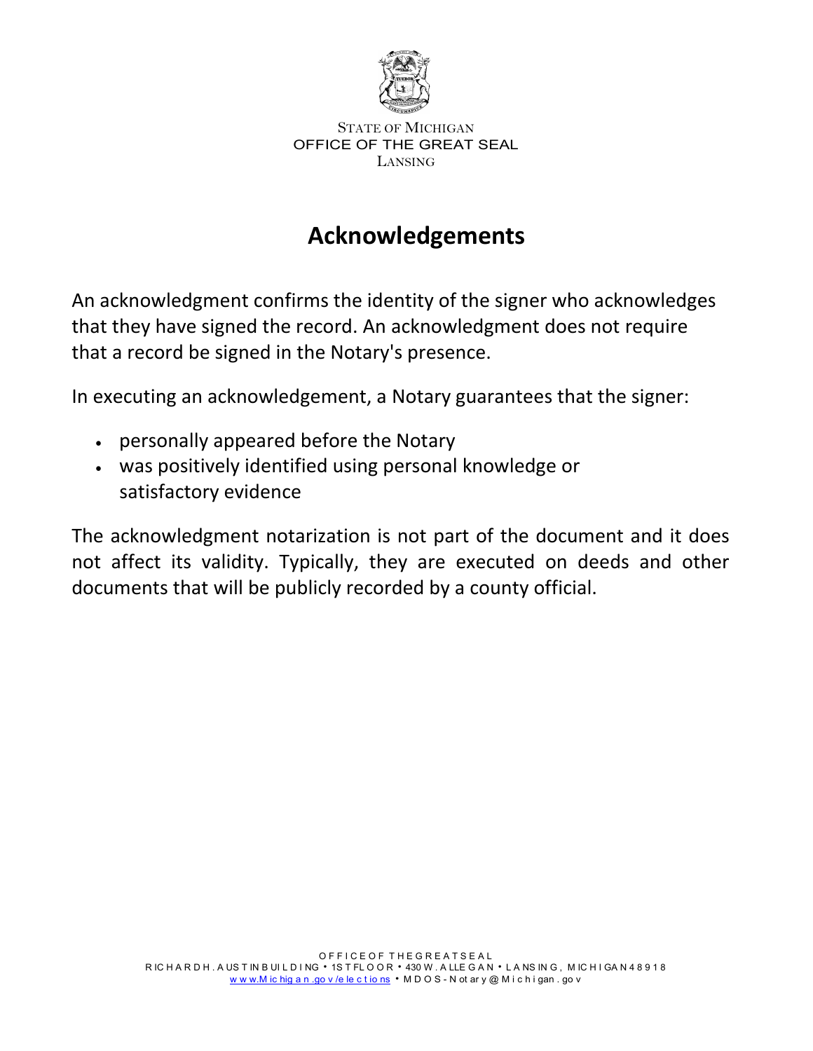STATE OF MICHIGAN
OFFICE OF THE GREAT SEAL
LANSING

# Acknowledgements

An acknowledgment confirms the identity of the signer who acknowledges that they have signed the record. An acknowledgment does not require that a record be signed in the Notary's presence.

In executing an acknowledgement, a Notary guarantees that the signer:

- personally appeared before the Notary
- was positively identified using personal knowledge or satisfactory evidence

The acknowledgment notarization is not part of the document and it does not affect its validity. Typically, they are executed on deeds and other documents that will be publicly recorded by a county official.

OFFICE OF THE GREAT SEAL
RICHARD H. AUSTIN BUILDING • 1ST FLOOR • 430 W. ALLEGAN • LANSING, MICHIGAN 48918
www.Michigan.gov/elections • MDOS-Notary@Michigan.gov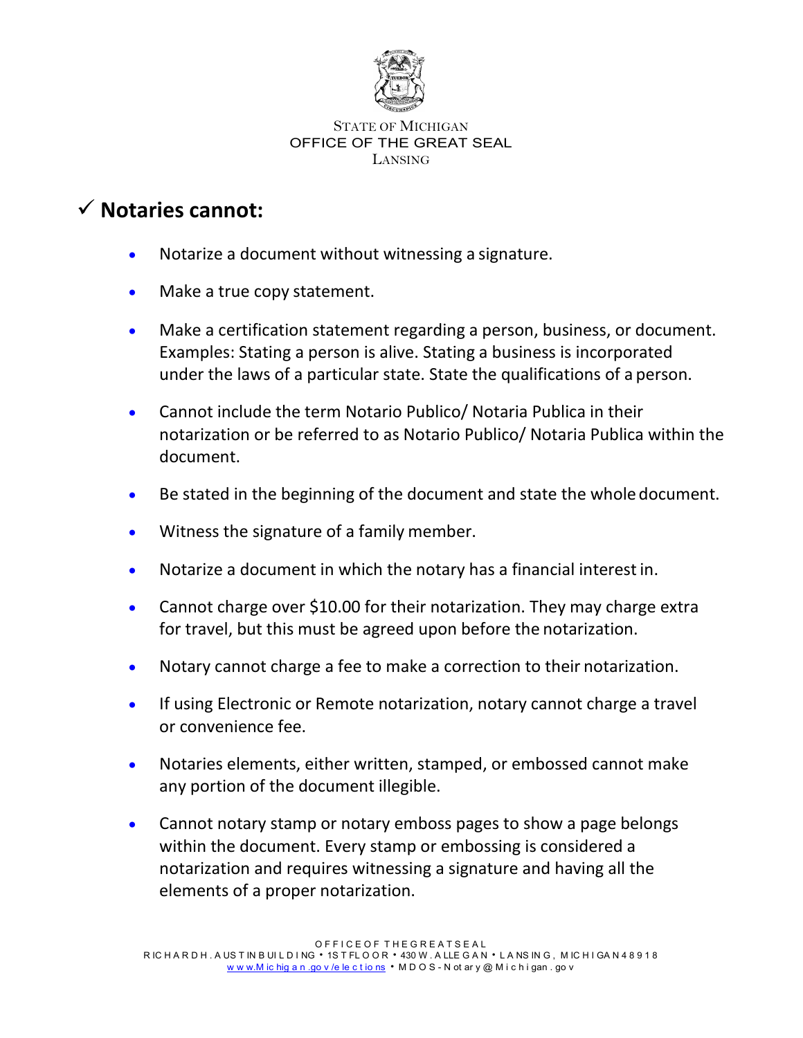STATE OF MICHIGAN
OFFICE OF THE GREAT SEAL
LANSING

## ✓ Notaries cannot:

- Notarize a document without witnessing a signature.
- Make a true copy statement.
- Make a certification statement regarding a person, business, or document. Examples: Stating a person is alive. Stating a business is incorporated under the laws of a particular state. State the qualifications of a person.
- Cannot include the term Notario Publico/ Notaria Publica in their notarization or be referred to as Notario Publico/ Notaria Publica within the document.
- Be stated in the beginning of the document and state the whole document.
- Witness the signature of a family member.
- Notarize a document in which the notary has a financial interest in.
- Cannot charge over $10.00 for their notarization. They may charge extra for travel, but this must be agreed upon before the notarization.
- Notary cannot charge a fee to make a correction to their notarization.
- If using Electronic or Remote notarization, notary cannot charge a travel or convenience fee.
- Notaries elements, either written, stamped, or embossed cannot make any portion of the document illegible.
- Cannot notary stamp or notary emboss pages to show a page belongs within the document. Every stamp or embossing is considered a notarization and requires witnessing a signature and having all the elements of a proper notarization.

OFFICE OF THE GREAT SEAL
RICHARD H. AUSTIN BUILDING • 1ST FLOOR • 430 W. ALLEGAN • LANSING, MICHIGAN 48918
www.Michigan.gov/elections • MDOS-Notary@Michigan.gov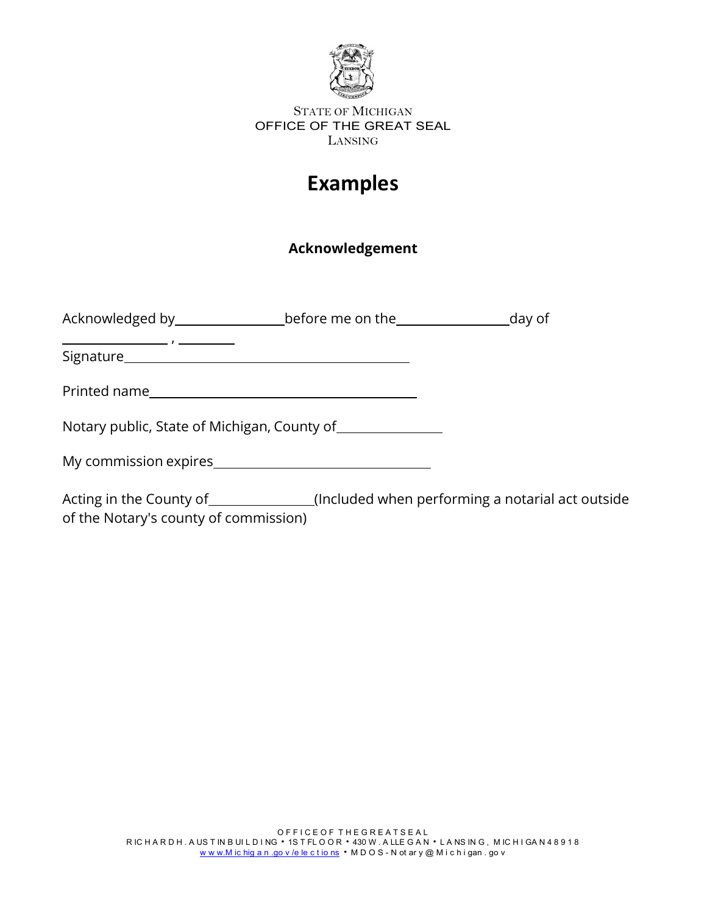STATE OF MICHIGAN
OFFICE OF THE GREAT SEAL
LANSING

# Examples

### Acknowledgement

Acknowledged by________________before me on the________________day of ________________, ________

Signature___________________________________________

Printed name________________________________________

Notary public, State of Michigan, County of________________

My commission expires__________________________________

Acting in the County of________________(Included when performing a notarial act outside of the Notary's county of commission)

OFFICE OF THE GREAT SEAL
RICHARD H. AUSTIN BUILDING • 1ST FLOOR • 430 W. ALLEGAN • LANSING, MICHIGAN 48918
www.Michigan.gov/elections • MDOS-Notary@Michigan.gov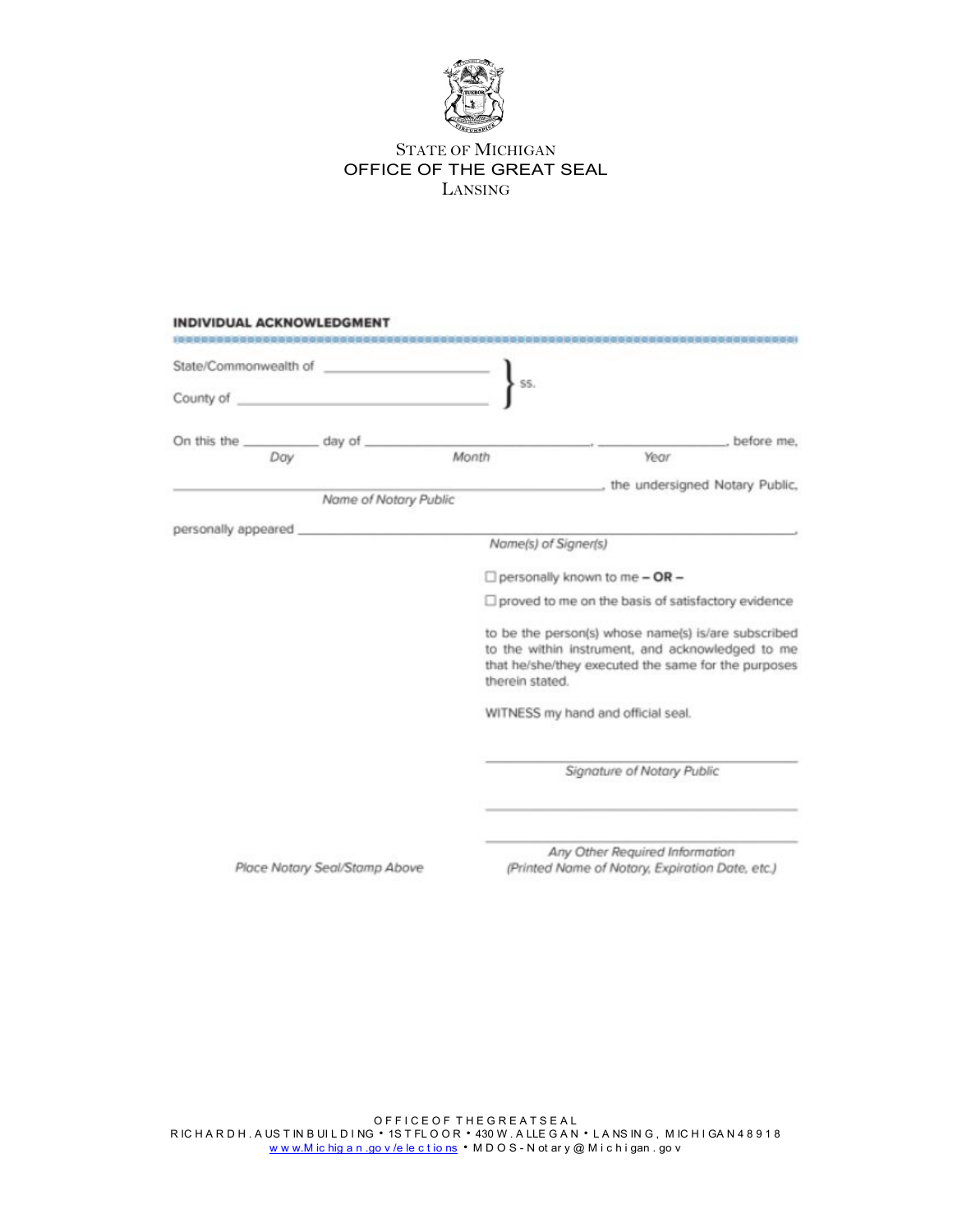STATE OF MICHIGAN
OFFICE OF THE GREAT SEAL
LANSING

## INDIVIDUAL ACKNOWLEDGMENT

State/Commonwealth of ____________________ }
County of ____________________ } ss.

On this the ________ day of ____________________, ____________, before me,
*Day* *Month* *Year*

____________________________________, the undersigned Notary Public,
*Name of Notary Public*

personally appeared ____________________________________,
*Name(s) of Signer(s)*

☐ personally known to me **– OR –**

☐ proved to me on the basis of satisfactory evidence

to be the person(s) whose name(s) is/are subscribed to the within instrument, and acknowledged to me that he/she/they executed the same for the purposes therein stated.

WITNESS my hand and official seal.

____________________________________
*Signature of Notary Public*

____________________________________

____________________________________
*Any Other Required Information*
*(Printed Name of Notary, Expiration Date, etc.)*

*Place Notary Seal/Stamp Above*

OFFICE OF THE GREAT SEAL
RICHARD H. AUSTIN BUILDING • 1ST FLOOR • 430 W. ALLEGAN • LANSING, MICHIGAN 48918
www.Michigan.gov/elections • MDOS-Notary@Michigan.gov